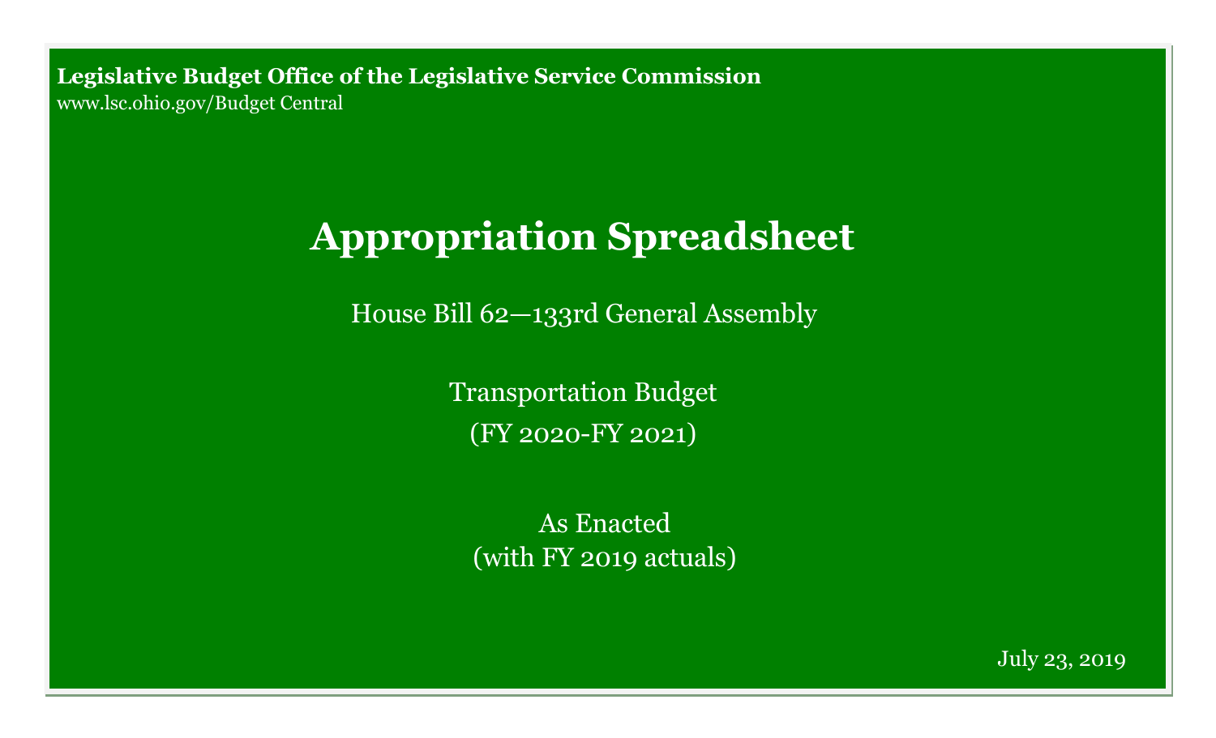**Legislative Budget Office of the Legislative Service Commission**

www.lsc.ohio.gov/Budget Central

# Appropriation Spreadsheet

House Bill 62—133rd General Assembly

Transportation Budget

(FY 2020-FY 2021)

As Enacted

(with FY 2019 actuals)

July 23, 2019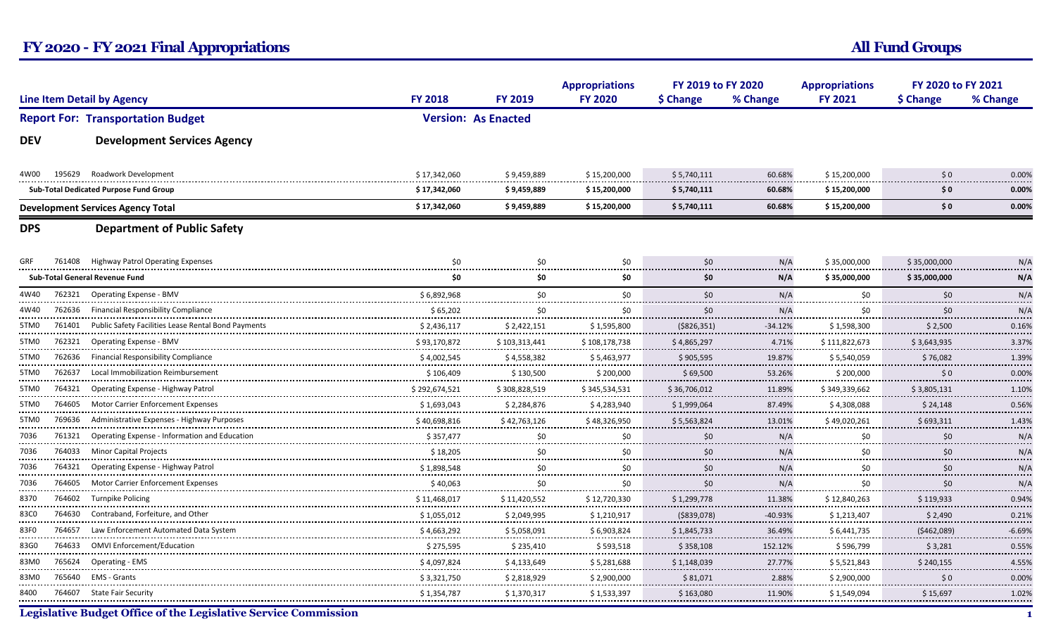# FY 2020 - FY 2021 Final Appropriations

**All Fund Groups**

**Report For: Transportation Budget** — **Version: As Enacted**

| Line Item Detail by Agency | | | FY 2018 | FY 2019 | Appropriations FY 2020 | FY 2019 to FY 2020 $ Change | FY 2019 to FY 2020 % Change | Appropriations FY 2021 | FY 2020 to FY 2021 $ Change | FY 2020 to FY 2021 % Change |
|---|---|---|---|---|---|---|---|---|---|---|
| **DEV** | | **Development Services Agency** | | | | | | | | |
| 4W00 | 195629 | Roadwork Development | $ 17,342,060 | $ 9,459,889 | $ 15,200,000 | $ 5,740,111 | 60.68% | $ 15,200,000 | $ 0 | 0.00% |
| **Sub-Total Dedicated Purpose Fund Group** | | | **$ 17,342,060** | **$ 9,459,889** | **$ 15,200,000** | **$ 5,740,111** | **60.68%** | **$ 15,200,000** | **$ 0** | **0.00%** |
| **Development Services Agency Total** | | | **$ 17,342,060** | **$ 9,459,889** | **$ 15,200,000** | **$ 5,740,111** | **60.68%** | **$ 15,200,000** | **$ 0** | **0.00%** |
| **DPS** | | **Department of Public Safety** | | | | | | | | |
| GRF | 761408 | Highway Patrol Operating Expenses | $0 | $0 | $0 | $0 | N/A | $ 35,000,000 | $ 35,000,000 | N/A |
| **Sub-Total General Revenue Fund** | | | **$0** | **$0** | **$0** | **$0** | **N/A** | **$ 35,000,000** | **$ 35,000,000** | **N/A** |
| 4W40 | 762321 | Operating Expense - BMV | $ 6,892,968 | $0 | $0 | $0 | N/A | $0 | $0 | N/A |
| 4W40 | 762636 | Financial Responsibility Compliance | $ 65,202 | $0 | $0 | $0 | N/A | $0 | $0 | N/A |
| 5TM0 | 761401 | Public Safety Facilities Lease Rental Bond Payments | $ 2,436,117 | $ 2,422,151 | $ 1,595,800 | ($826,351) | -34.12% | $ 1,598,300 | $ 2,500 | 0.16% |
| 5TM0 | 762321 | Operating Expense - BMV | $ 93,170,872 | $ 103,313,441 | $ 108,178,738 | $ 4,865,297 | 4.71% | $ 111,822,673 | $ 3,643,935 | 3.37% |
| 5TM0 | 762636 | Financial Responsibility Compliance | $ 4,002,545 | $ 4,558,382 | $ 5,463,977 | $ 905,595 | 19.87% | $ 5,540,059 | $ 76,082 | 1.39% |
| 5TM0 | 762637 | Local Immobilization Reimbursement | $ 106,409 | $ 130,500 | $ 200,000 | $ 69,500 | 53.26% | $ 200,000 | $ 0 | 0.00% |
| 5TM0 | 764321 | Operating Expense - Highway Patrol | $ 292,674,521 | $ 308,828,519 | $ 345,534,531 | $ 36,706,012 | 11.89% | $ 349,339,662 | $ 3,805,131 | 1.10% |
| 5TM0 | 764605 | Motor Carrier Enforcement Expenses | $ 1,693,043 | $ 2,284,876 | $ 4,283,940 | $ 1,999,064 | 87.49% | $ 4,308,088 | $ 24,148 | 0.56% |
| 5TM0 | 769636 | Administrative Expenses - Highway Purposes | $ 40,698,816 | $ 42,763,126 | $ 48,326,950 | $ 5,563,824 | 13.01% | $ 49,020,261 | $ 693,311 | 1.43% |
| 7036 | 761321 | Operating Expense - Information and Education | $ 357,477 | $0 | $0 | $0 | N/A | $0 | $0 | N/A |
| 7036 | 764033 | Minor Capital Projects | $ 18,205 | $0 | $0 | $0 | N/A | $0 | $0 | N/A |
| 7036 | 764321 | Operating Expense - Highway Patrol | $ 1,898,548 | $0 | $0 | $0 | N/A | $0 | $0 | N/A |
| 7036 | 764605 | Motor Carrier Enforcement Expenses | $ 40,063 | $0 | $0 | $0 | N/A | $0 | $0 | N/A |
| 8370 | 764602 | Turnpike Policing | $ 11,468,017 | $ 11,420,552 | $ 12,720,330 | $ 1,299,778 | 11.38% | $ 12,840,263 | $ 119,933 | 0.94% |
| 83C0 | 764630 | Contraband, Forfeiture, and Other | $ 1,055,012 | $ 2,049,995 | $ 1,210,917 | ($839,078) | -40.93% | $ 1,213,407 | $ 2,490 | 0.21% |
| 83F0 | 764657 | Law Enforcement Automated Data System | $ 4,663,292 | $ 5,058,091 | $ 6,903,824 | $ 1,845,733 | 36.49% | $ 6,441,735 | ($462,089) | -6.69% |
| 83G0 | 764633 | OMVI Enforcement/Education | $ 275,595 | $ 235,410 | $ 593,518 | $ 358,108 | 152.12% | $ 596,799 | $ 3,281 | 0.55% |
| 83M0 | 765624 | Operating - EMS | $ 4,097,824 | $ 4,133,649 | $ 5,281,688 | $ 1,148,039 | 27.77% | $ 5,521,843 | $ 240,155 | 4.55% |
| 83M0 | 765640 | EMS - Grants | $ 3,321,750 | $ 2,818,929 | $ 2,900,000 | $ 81,071 | 2.88% | $ 2,900,000 | $ 0 | 0.00% |
| 8400 | 764607 | State Fair Security | $ 1,354,787 | $ 1,370,317 | $ 1,533,397 | $ 163,080 | 11.90% | $ 1,549,094 | $ 15,697 | 1.02% |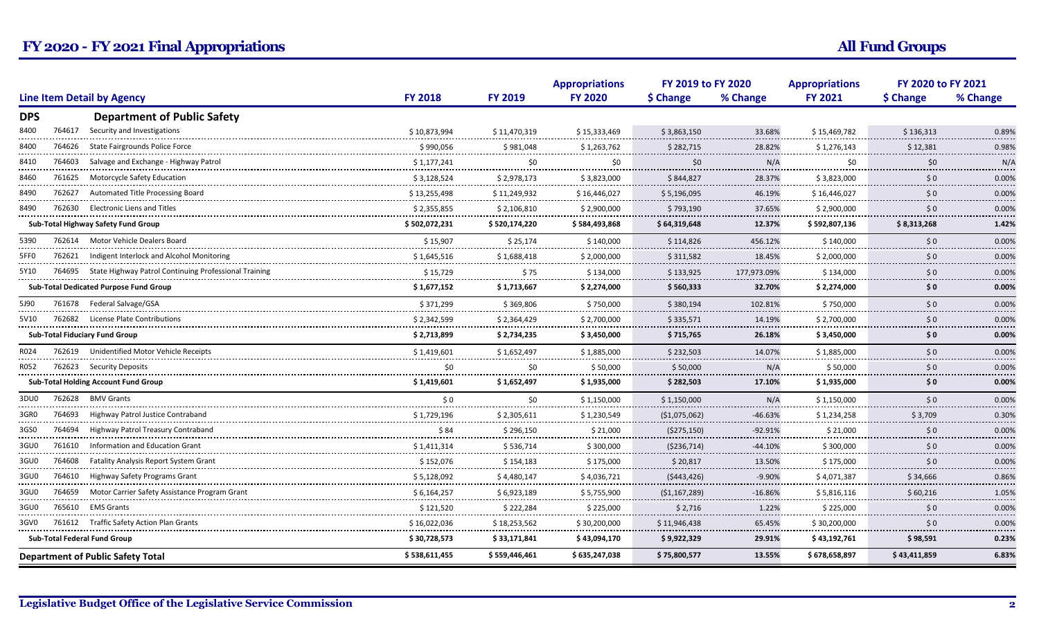# FY 2020 - FY 2021 Final Appropriations

## All Fund Groups

| Line Item Detail by Agency | | | FY 2018 | FY 2019 | Appropriations FY 2020 | FY 2019 to FY 2020 $ Change | FY 2019 to FY 2020 % Change | Appropriations FY 2021 | FY 2020 to FY 2021 $ Change | FY 2020 to FY 2021 % Change |
|---|---|---|---|---|---|---|---|---|---|---|
| **DPS** | | **Department of Public Safety** | | | | | | | | |
| 8400 | 764617 | Security and Investigations | $ 10,873,994 | $ 11,470,319 | $ 15,333,469 | $ 3,863,150 | 33.68% | $ 15,469,782 | $ 136,313 | 0.89% |
| 8400 | 764626 | State Fairgrounds Police Force | $ 990,056 | $ 981,048 | $ 1,263,762 | $ 282,715 | 28.82% | $ 1,276,143 | $ 12,381 | 0.98% |
| 8410 | 764603 | Salvage and Exchange - Highway Patrol | $ 1,177,241 | $0 | $0 | $0 | N/A | $0 | $0 | N/A |
| 8460 | 761625 | Motorcycle Safety Education | $ 3,128,524 | $ 2,978,173 | $ 3,823,000 | $ 844,827 | 28.37% | $ 3,823,000 | $ 0 | 0.00% |
| 8490 | 762627 | Automated Title Processing Board | $ 13,255,498 | $ 11,249,932 | $ 16,446,027 | $ 5,196,095 | 46.19% | $ 16,446,027 | $ 0 | 0.00% |
| 8490 | 762630 | Electronic Liens and Titles | $ 2,355,855 | $ 2,106,810 | $ 2,900,000 | $ 793,190 | 37.65% | $ 2,900,000 | $ 0 | 0.00% |
| **Sub-Total Highway Safety Fund Group** | | | **$ 502,072,231** | **$ 520,174,220** | **$ 584,493,868** | **$ 64,319,648** | **12.37%** | **$ 592,807,136** | **$ 8,313,268** | **1.42%** |
| 5390 | 762614 | Motor Vehicle Dealers Board | $ 15,907 | $ 25,174 | $ 140,000 | $ 114,826 | 456.12% | $ 140,000 | $ 0 | 0.00% |
| 5FF0 | 762621 | Indigent Interlock and Alcohol Monitoring | $ 1,645,516 | $ 1,688,418 | $ 2,000,000 | $ 311,582 | 18.45% | $ 2,000,000 | $ 0 | 0.00% |
| 5Y10 | 764695 | State Highway Patrol Continuing Professional Training | $ 15,729 | $ 75 | $ 134,000 | $ 133,925 | 177,973.09% | $ 134,000 | $ 0 | 0.00% |
| **Sub-Total Dedicated Purpose Fund Group** | | | **$ 1,677,152** | **$ 1,713,667** | **$ 2,274,000** | **$ 560,333** | **32.70%** | **$ 2,274,000** | **$ 0** | **0.00%** |
| 5J90 | 761678 | Federal Salvage/GSA | $ 371,299 | $ 369,806 | $ 750,000 | $ 380,194 | 102.81% | $ 750,000 | $ 0 | 0.00% |
| 5V10 | 762682 | License Plate Contributions | $ 2,342,599 | $ 2,364,429 | $ 2,700,000 | $ 335,571 | 14.19% | $ 2,700,000 | $ 0 | 0.00% |
| **Sub-Total Fiduciary Fund Group** | | | **$ 2,713,899** | **$ 2,734,235** | **$ 3,450,000** | **$ 715,765** | **26.18%** | **$ 3,450,000** | **$ 0** | **0.00%** |
| R024 | 762619 | Unidentified Motor Vehicle Receipts | $ 1,419,601 | $ 1,652,497 | $ 1,885,000 | $ 232,503 | 14.07% | $ 1,885,000 | $ 0 | 0.00% |
| R052 | 762623 | Security Deposits | $0 | $0 | $ 50,000 | $ 50,000 | N/A | $ 50,000 | $ 0 | 0.00% |
| **Sub-Total Holding Account Fund Group** | | | **$ 1,419,601** | **$ 1,652,497** | **$ 1,935,000** | **$ 282,503** | **17.10%** | **$ 1,935,000** | **$ 0** | **0.00%** |
| 3DU0 | 762628 | BMV Grants | $ 0 | $0 | $ 1,150,000 | $ 1,150,000 | N/A | $ 1,150,000 | $ 0 | 0.00% |
| 3GR0 | 764693 | Highway Patrol Justice Contraband | $ 1,729,196 | $ 2,305,611 | $ 1,230,549 | ($1,075,062) | -46.63% | $ 1,234,258 | $ 3,709 | 0.30% |
| 3GS0 | 764694 | Highway Patrol Treasury Contraband | $ 84 | $ 296,150 | $ 21,000 | ($275,150) | -92.91% | $ 21,000 | $ 0 | 0.00% |
| 3GU0 | 761610 | Information and Education Grant | $ 1,411,314 | $ 536,714 | $ 300,000 | ($236,714) | -44.10% | $ 300,000 | $ 0 | 0.00% |
| 3GU0 | 764608 | Fatality Analysis Report System Grant | $ 152,076 | $ 154,183 | $ 175,000 | $ 20,817 | 13.50% | $ 175,000 | $ 0 | 0.00% |
| 3GU0 | 764610 | Highway Safety Programs Grant | $ 5,128,092 | $ 4,480,147 | $ 4,036,721 | ($443,426) | -9.90% | $ 4,071,387 | $ 34,666 | 0.86% |
| 3GU0 | 764659 | Motor Carrier Safety Assistance Program Grant | $ 6,164,257 | $ 6,923,189 | $ 5,755,900 | ($1,167,289) | -16.86% | $ 5,816,116 | $ 60,216 | 1.05% |
| 3GU0 | 765610 | EMS Grants | $ 121,520 | $ 222,284 | $ 225,000 | $ 2,716 | 1.22% | $ 225,000 | $ 0 | 0.00% |
| 3GV0 | 761612 | Traffic Safety Action Plan Grants | $ 16,022,036 | $ 18,253,562 | $ 30,200,000 | $ 11,946,438 | 65.45% | $ 30,200,000 | $ 0 | 0.00% |
| **Sub-Total Federal Fund Group** | | | **$ 30,728,573** | **$ 33,171,841** | **$ 43,094,170** | **$ 9,922,329** | **29.91%** | **$ 43,192,761** | **$ 98,591** | **0.23%** |
| **Department of Public Safety Total** | | | **$ 538,611,455** | **$ 559,446,461** | **$ 635,247,038** | **$ 75,800,577** | **13.55%** | **$ 678,658,897** | **$ 43,411,859** | **6.83%** |

**Legislative Budget Office of the Legislative Service Commission**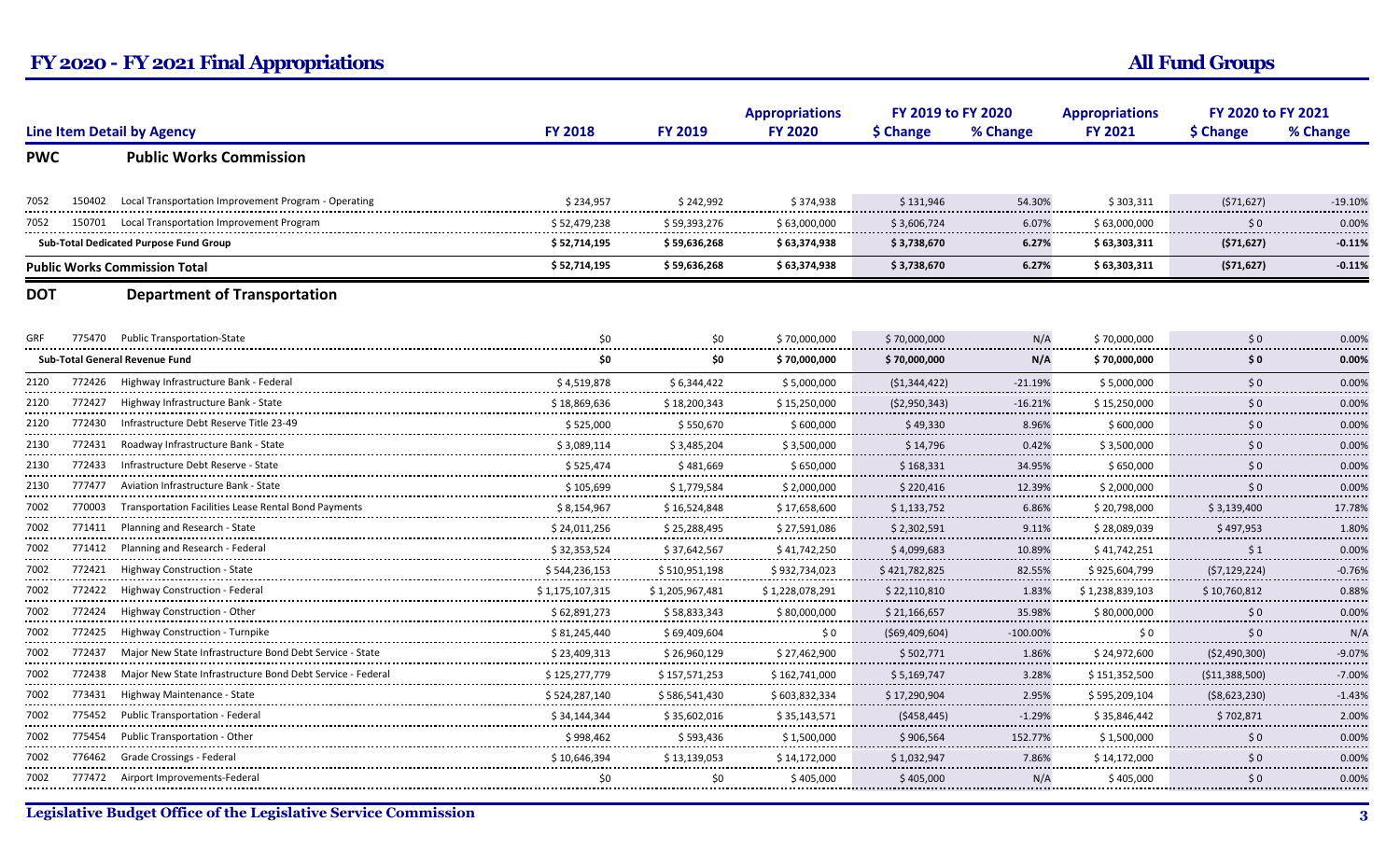# FY 2020 - FY 2021 Final Appropriations

**All Fund Groups**

| Line Item Detail by Agency | | | FY 2018 | FY 2019 | Appropriations FY 2020 | FY 2019 to FY 2020 $ Change | FY 2019 to FY 2020 % Change | Appropriations FY 2021 | FY 2020 to FY 2021 $ Change | FY 2020 to FY 2021 % Change |
|---|---|---|---|---|---|---|---|---|---|---|
| **PWC** | | **Public Works Commission** | | | | | | | | |
| 7052 | 150402 | Local Transportation Improvement Program - Operating | $ 234,957 | $ 242,992 | $ 374,938 | $ 131,946 | 54.30% | $ 303,311 | ($71,627) | -19.10% |
| 7052 | 150701 | Local Transportation Improvement Program | $ 52,479,238 | $ 59,393,276 | $ 63,000,000 | $ 3,606,724 | 6.07% | $ 63,000,000 | $ 0 | 0.00% |
| **Sub-Total Dedicated Purpose Fund Group** | | | **$ 52,714,195** | **$ 59,636,268** | **$ 63,374,938** | **$ 3,738,670** | **6.27%** | **$ 63,303,311** | **($71,627)** | **-0.11%** |
| **Public Works Commission Total** | | | **$ 52,714,195** | **$ 59,636,268** | **$ 63,374,938** | **$ 3,738,670** | **6.27%** | **$ 63,303,311** | **($71,627)** | **-0.11%** |
| **DOT** | | **Department of Transportation** | | | | | | | | |
| GRF | 775470 | Public Transportation-State | $0 | $0 | $ 70,000,000 | $ 70,000,000 | N/A | $ 70,000,000 | $ 0 | 0.00% |
| **Sub-Total General Revenue Fund** | | | **$0** | **$0** | **$ 70,000,000** | **$ 70,000,000** | **N/A** | **$ 70,000,000** | **$ 0** | **0.00%** |
| 2120 | 772426 | Highway Infrastructure Bank - Federal | $ 4,519,878 | $ 6,344,422 | $ 5,000,000 | ($1,344,422) | -21.19% | $ 5,000,000 | $ 0 | 0.00% |
| 2120 | 772427 | Highway Infrastructure Bank - State | $ 18,869,636 | $ 18,200,343 | $ 15,250,000 | ($2,950,343) | -16.21% | $ 15,250,000 | $ 0 | 0.00% |
| 2120 | 772430 | Infrastructure Debt Reserve Title 23-49 | $ 525,000 | $ 550,670 | $ 600,000 | $ 49,330 | 8.96% | $ 600,000 | $ 0 | 0.00% |
| 2130 | 772431 | Roadway Infrastructure Bank - State | $ 3,089,114 | $ 3,485,204 | $ 3,500,000 | $ 14,796 | 0.42% | $ 3,500,000 | $ 0 | 0.00% |
| 2130 | 772433 | Infrastructure Debt Reserve - State | $ 525,474 | $ 481,669 | $ 650,000 | $ 168,331 | 34.95% | $ 650,000 | $ 0 | 0.00% |
| 2130 | 777477 | Aviation Infrastructure Bank - State | $ 105,699 | $ 1,779,584 | $ 2,000,000 | $ 220,416 | 12.39% | $ 2,000,000 | $ 0 | 0.00% |
| 7002 | 770003 | Transportation Facilities Lease Rental Bond Payments | $ 8,154,967 | $ 16,524,848 | $ 17,658,600 | $ 1,133,752 | 6.86% | $ 20,798,000 | $ 3,139,400 | 17.78% |
| 7002 | 771411 | Planning and Research - State | $ 24,011,256 | $ 25,288,495 | $ 27,591,086 | $ 2,302,591 | 9.11% | $ 28,089,039 | $ 497,953 | 1.80% |
| 7002 | 771412 | Planning and Research - Federal | $ 32,353,524 | $ 37,642,567 | $ 41,742,250 | $ 4,099,683 | 10.89% | $ 41,742,251 | $ 1 | 0.00% |
| 7002 | 772421 | Highway Construction - State | $ 544,236,153 | $ 510,951,198 | $ 932,734,023 | $ 421,782,825 | 82.55% | $ 925,604,799 | ($7,129,224) | -0.76% |
| 7002 | 772422 | Highway Construction - Federal | $ 1,175,107,315 | $ 1,205,967,481 | $ 1,228,078,291 | $ 22,110,810 | 1.83% | $ 1,238,839,103 | $ 10,760,812 | 0.88% |
| 7002 | 772424 | Highway Construction - Other | $ 62,891,273 | $ 58,833,343 | $ 80,000,000 | $ 21,166,657 | 35.98% | $ 80,000,000 | $ 0 | 0.00% |
| 7002 | 772425 | Highway Construction - Turnpike | $ 81,245,440 | $ 69,409,604 | $ 0 | ($69,409,604) | -100.00% | $ 0 | $ 0 | N/A |
| 7002 | 772437 | Major New State Infrastructure Bond Debt Service - State | $ 23,409,313 | $ 26,960,129 | $ 27,462,900 | $ 502,771 | 1.86% | $ 24,972,600 | ($2,490,300) | -9.07% |
| 7002 | 772438 | Major New State Infrastructure Bond Debt Service - Federal | $ 125,277,779 | $ 157,571,253 | $ 162,741,000 | $ 5,169,747 | 3.28% | $ 151,352,500 | ($11,388,500) | -7.00% |
| 7002 | 773431 | Highway Maintenance - State | $ 524,287,140 | $ 586,541,430 | $ 603,832,334 | $ 17,290,904 | 2.95% | $ 595,209,104 | ($8,623,230) | -1.43% |
| 7002 | 775452 | Public Transportation - Federal | $ 34,144,344 | $ 35,602,016 | $ 35,143,571 | ($458,445) | -1.29% | $ 35,846,442 | $ 702,871 | 2.00% |
| 7002 | 775454 | Public Transportation - Other | $ 998,462 | $ 593,436 | $ 1,500,000 | $ 906,564 | 152.77% | $ 1,500,000 | $ 0 | 0.00% |
| 7002 | 776462 | Grade Crossings - Federal | $ 10,646,394 | $ 13,139,053 | $ 14,172,000 | $ 1,032,947 | 7.86% | $ 14,172,000 | $ 0 | 0.00% |
| 7002 | 777472 | Airport Improvements-Federal | $0 | $0 | $ 405,000 | $ 405,000 | N/A | $ 405,000 | $ 0 | 0.00% |

**Legislative Budget Office of the Legislative Service Commission**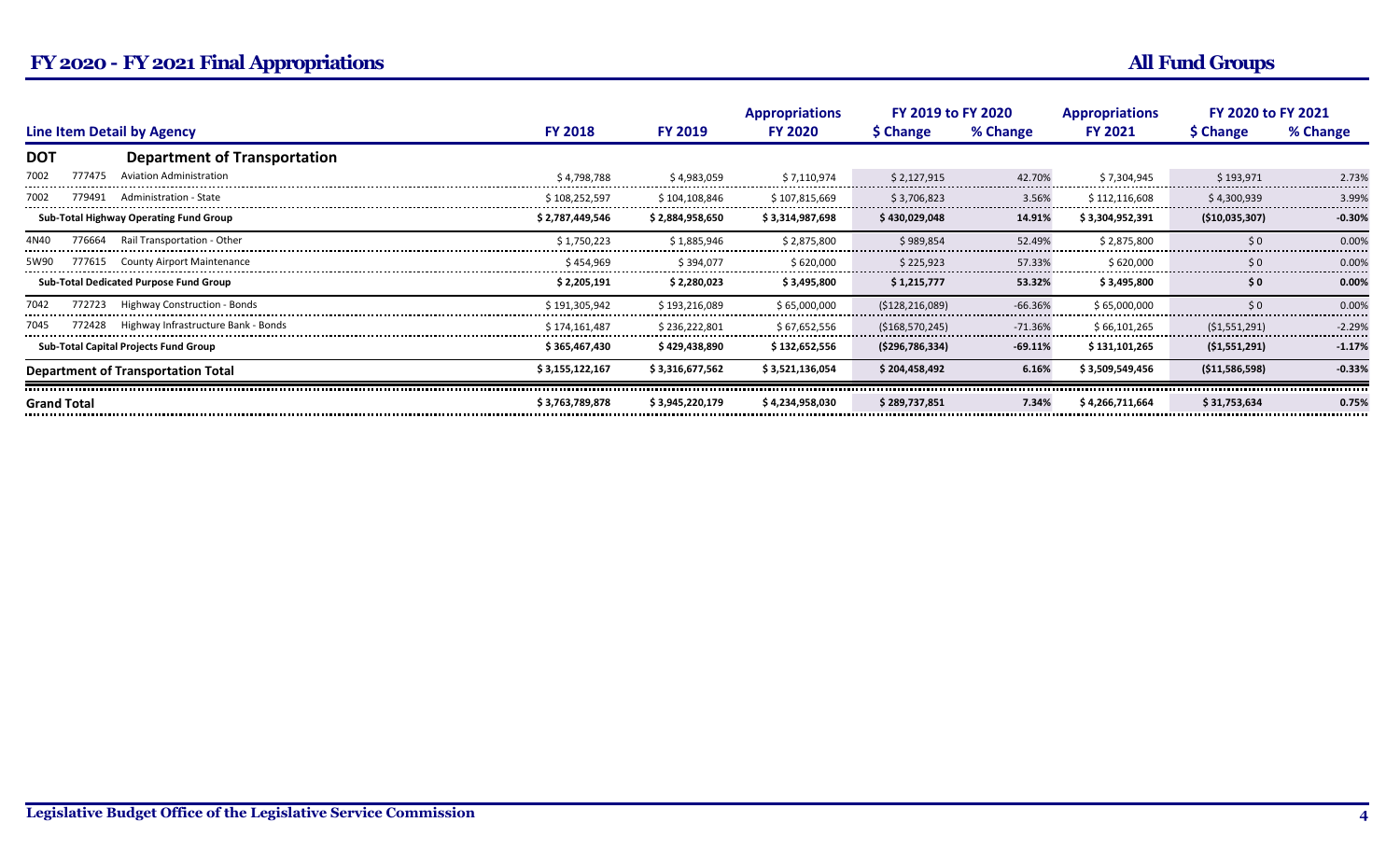## FY 2020 - FY 2021 Final Appropriations

## All Fund Groups

| Line Item Detail by Agency | | | FY 2018 | FY 2019 | Appropriations FY 2020 | FY 2019 to FY 2020 $ Change | FY 2019 to FY 2020 % Change | Appropriations FY 2021 | FY 2020 to FY 2021 $ Change | FY 2020 to FY 2021 % Change |
|---|---|---|---|---|---|---|---|---|---|---|
| **DOT** | | **Department of Transportation** | | | | | | | | |
| 7002 | 777475 | Aviation Administration | $ 4,798,788 | $ 4,983,059 | $ 7,110,974 | $ 2,127,915 | 42.70% | $ 7,304,945 | $ 193,971 | 2.73% |
| 7002 | 779491 | Administration - State | $ 108,252,597 | $ 104,108,846 | $ 107,815,669 | $ 3,706,823 | 3.56% | $ 112,116,608 | $ 4,300,939 | 3.99% |
| **Sub-Total Highway Operating Fund Group** | | | **$ 2,787,449,546** | **$ 2,884,958,650** | **$ 3,314,987,698** | **$ 430,029,048** | **14.91%** | **$ 3,304,952,391** | **($10,035,307)** | **-0.30%** |
| 4N40 | 776664 | Rail Transportation - Other | $ 1,750,223 | $ 1,885,946 | $ 2,875,800 | $ 989,854 | 52.49% | $ 2,875,800 | $ 0 | 0.00% |
| 5W90 | 777615 | County Airport Maintenance | $ 454,969 | $ 394,077 | $ 620,000 | $ 225,923 | 57.33% | $ 620,000 | $ 0 | 0.00% |
| **Sub-Total Dedicated Purpose Fund Group** | | | **$ 2,205,191** | **$ 2,280,023** | **$ 3,495,800** | **$ 1,215,777** | **53.32%** | **$ 3,495,800** | **$ 0** | **0.00%** |
| 7042 | 772723 | Highway Construction - Bonds | $ 191,305,942 | $ 193,216,089 | $ 65,000,000 | ($128,216,089) | -66.36% | $ 65,000,000 | $ 0 | 0.00% |
| 7045 | 772428 | Highway Infrastructure Bank - Bonds | $ 174,161,487 | $ 236,222,801 | $ 67,652,556 | ($168,570,245) | -71.36% | $ 66,101,265 | ($1,551,291) | -2.29% |
| **Sub-Total Capital Projects Fund Group** | | | **$ 365,467,430** | **$ 429,438,890** | **$ 132,652,556** | **($296,786,334)** | **-69.11%** | **$ 131,101,265** | **($1,551,291)** | **-1.17%** |
| **Department of Transportation Total** | | | **$ 3,155,122,167** | **$ 3,316,677,562** | **$ 3,521,136,054** | **$ 204,458,492** | **6.16%** | **$ 3,509,549,456** | **($11,586,598)** | **-0.33%** |
| **Grand Total** | | | **$ 3,763,789,878** | **$ 3,945,220,179** | **$ 4,234,958,030** | **$ 289,737,851** | **7.34%** | **$ 4,266,711,664** | **$ 31,753,634** | **0.75%** |

Legislative Budget Office of the Legislative Service Commission